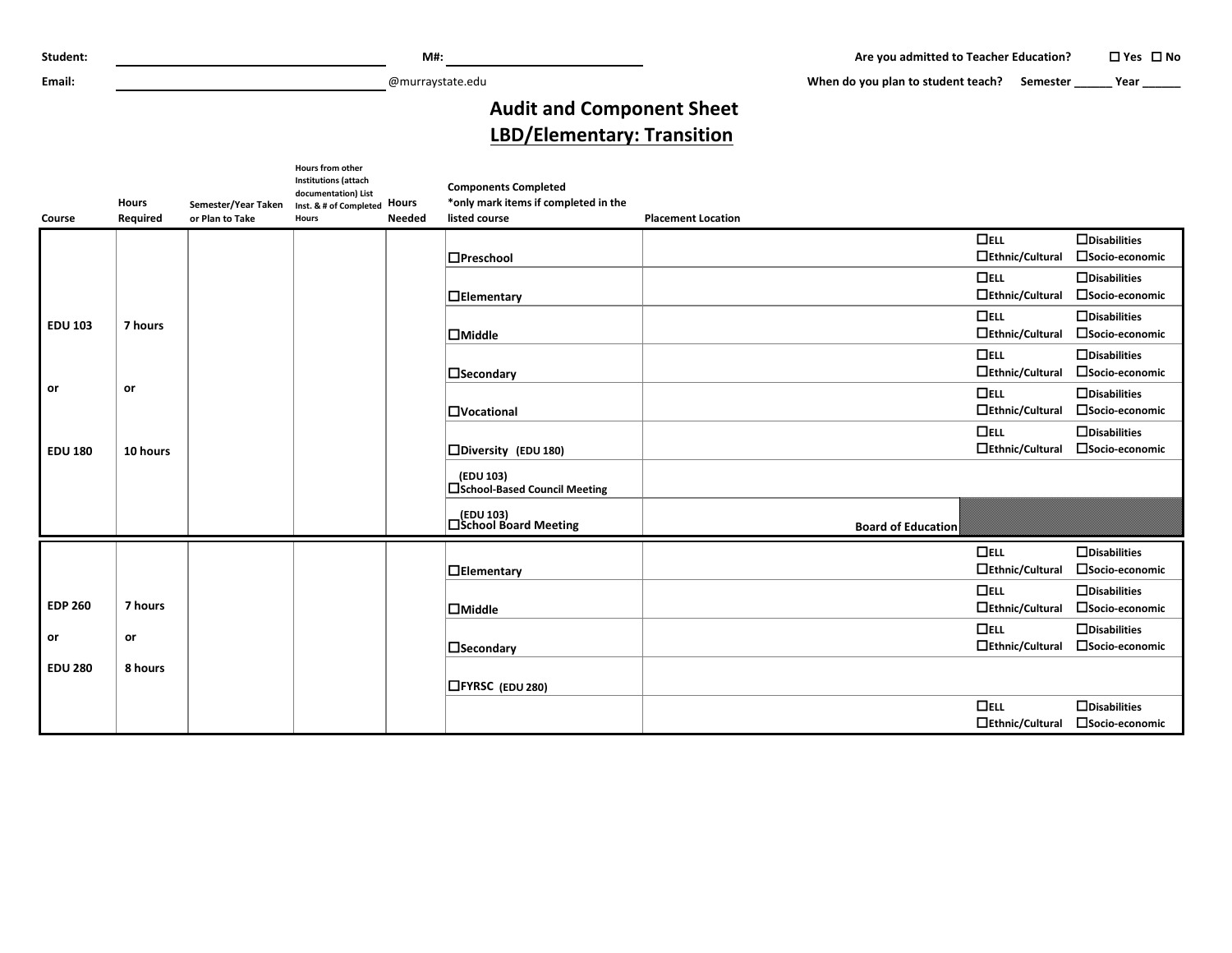**Student:** ______________________________ **M#:** ______________________ **Are you admitted to Teacher Education?** ☐ Yes ☐ No

**Email:** ______________________________@murraystate.edu **When do you plan to student teach?** Semester ______ Year ______

# Audit and Component Sheet

## LBD/Elementary: Transition

| Course | Hours Required | Semester/Year Taken or Plan to Take | Hours from other Institutions (attach documentation) List Inst. & # of Completed Hours | Hours Needed | Components Completed *only mark items if completed in the listed course | Placement Location | | |
|---|---|---|---|---|---|---|---|---|
| EDU 103 or EDU 180 | 7 hours or 10 hours | | | | ☐Preschool | | ☐ELL ☐Ethnic/Cultural | ☐Disabilities ☐Socio-economic |
| | | | | | ☐Elementary | | ☐ELL ☐Ethnic/Cultural | ☐Disabilities ☐Socio-economic |
| | | | | | ☐Middle | | ☐ELL ☐Ethnic/Cultural | ☐Disabilities ☐Socio-economic |
| | | | | | ☐Secondary | | ☐ELL ☐Ethnic/Cultural | ☐Disabilities ☐Socio-economic |
| | | | | | ☐Vocational | | ☐ELL ☐Ethnic/Cultural | ☐Disabilities ☐Socio-economic |
| | | | | | ☐Diversity (EDU 180) | | ☐ELL ☐Ethnic/Cultural | ☐Disabilities ☐Socio-economic |
| | | | | | (EDU 103) ☐School-Based Council Meeting | | | |
| | | | | | (EDU 103) ☐School Board Meeting | Board of Education | | |
| EDP 260 or EDU 280 | 7 hours or 8 hours | | | | ☐Elementary | | ☐ELL ☐Ethnic/Cultural | ☐Disabilities ☐Socio-economic |
| | | | | | ☐Middle | | ☐ELL ☐Ethnic/Cultural | ☐Disabilities ☐Socio-economic |
| | | | | | ☐Secondary | | ☐ELL ☐Ethnic/Cultural | ☐Disabilities ☐Socio-economic |
| | | | | | ☐FYRSC (EDU 280) | | | |
| | | | | | | | ☐ELL ☐Ethnic/Cultural | ☐Disabilities ☐Socio-economic |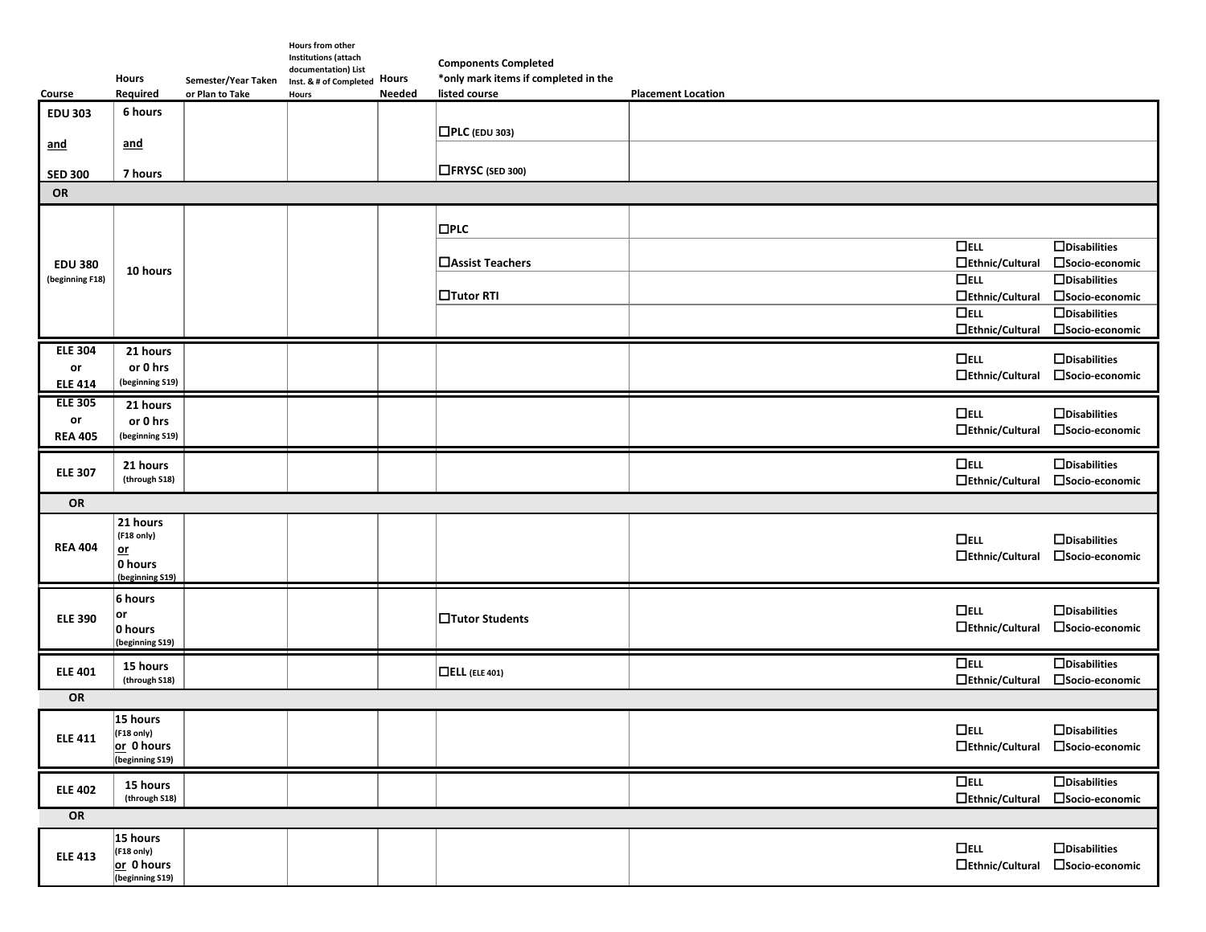| Course | Hours Required | Semester/Year Taken or Plan to Take | Hours from other Institutions (attach documentation) List Inst. & # of Completed Hours | Hours Needed | Components Completed *only mark items if completed in the listed course | Placement Location | | |
|---|---|---|---|---|---|---|---|---|
| EDU 303 and SED 300 | 6 hours and 7 hours | | | | ☐PLC (EDU 303) | | | |
| | | | | | ☐FRYSC (SED 300) | | | |
| OR | | | | | | | | |
| EDU 380 (beginning F18) | 10 hours | | | | ☐PLC | | | |
| | | | | | ☐Assist Teachers | | ☐ELL ☐Ethnic/Cultural | ☐Disabilities ☐Socio-economic |
| | | | | | ☐Tutor RTI | | ☐ELL ☐Ethnic/Cultural | ☐Disabilities ☐Socio-economic |
| | | | | | | | ☐ELL ☐Ethnic/Cultural | ☐Disabilities ☐Socio-economic |
| ELE 304 or ELE 414 | 21 hours or 0 hrs (beginning S19) | | | | | | ☐ELL ☐Ethnic/Cultural | ☐Disabilities ☐Socio-economic |
| ELE 305 or REA 405 | 21 hours or 0 hrs (beginning S19) | | | | | | ☐ELL ☐Ethnic/Cultural | ☐Disabilities ☐Socio-economic |
| ELE 307 | 21 hours (through S18) | | | | | | ☐ELL ☐Ethnic/Cultural | ☐Disabilities ☐Socio-economic |
| OR | | | | | | | | |
| REA 404 | 21 hours (F18 only) or 0 hours (beginning S19) | | | | | | ☐ELL ☐Ethnic/Cultural | ☐Disabilities ☐Socio-economic |
| ELE 390 | 6 hours or 0 hours (beginning S19) | | | | ☐Tutor Students | | ☐ELL ☐Ethnic/Cultural | ☐Disabilities ☐Socio-economic |
| ELE 401 | 15 hours (through S18) | | | | ☐ELL (ELE 401) | | ☐ELL ☐Ethnic/Cultural | ☐Disabilities ☐Socio-economic |
| OR | | | | | | | | |
| ELE 411 | 15 hours (F18 only) or 0 hours (beginning S19) | | | | | | ☐ELL ☐Ethnic/Cultural | ☐Disabilities ☐Socio-economic |
| ELE 402 | 15 hours (through S18) | | | | | | ☐ELL ☐Ethnic/Cultural | ☐Disabilities ☐Socio-economic |
| OR | | | | | | | | |
| ELE 413 | 15 hours (F18 only) or 0 hours (beginning S19) | | | | | | ☐ELL ☐Ethnic/Cultural | ☐Disabilities ☐Socio-economic |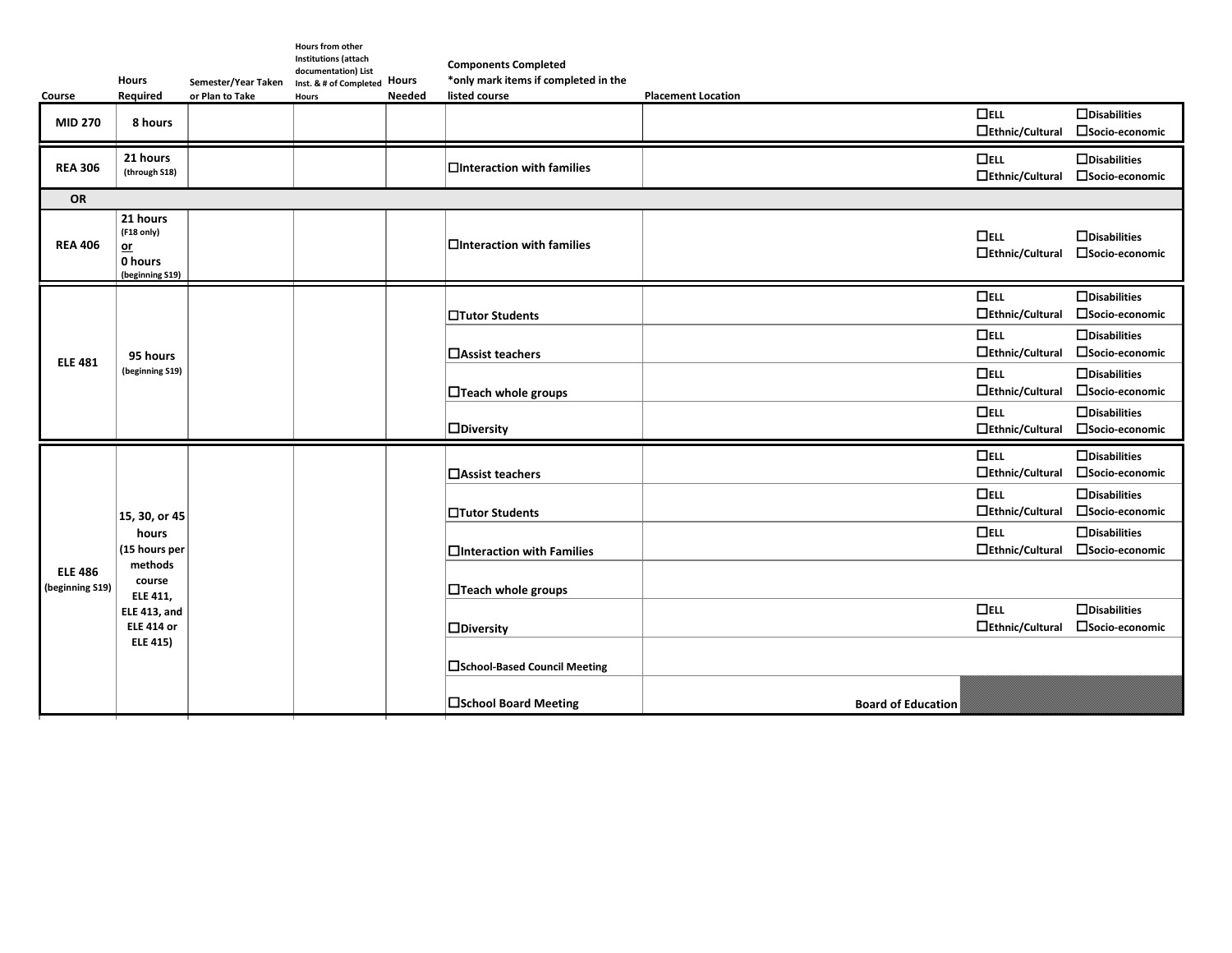| Course | Hours Required | Semester/Year Taken or Plan to Take | Hours from other Institutions (attach documentation) List Inst. & # of Completed Hours | Hours Needed | Components Completed *only mark items if completed in the listed course | Placement Location | | |
|---|---|---|---|---|---|---|---|---|
| **MID 270** | **8 hours** | | | | | | ☐ELL ☐Ethnic/Cultural | ☐Disabilities ☐Socio-economic |
| **REA 306** | **21 hours** (through S18) | | | | ☐Interaction with families | | ☐ELL ☐Ethnic/Cultural | ☐Disabilities ☐Socio-economic |
| **OR** | | | | | | | | |
| **REA 406** | **21 hours** (F18 only) **or** **0 hours** (beginning S19) | | | | ☐Interaction with families | | ☐ELL ☐Ethnic/Cultural | ☐Disabilities ☐Socio-economic |
| **ELE 481** | **95 hours** (beginning S19) | | | | ☐Tutor Students | | ☐ELL ☐Ethnic/Cultural | ☐Disabilities ☐Socio-economic |
| | | | | | ☐Assist teachers | | ☐ELL ☐Ethnic/Cultural | ☐Disabilities ☐Socio-economic |
| | | | | | ☐Teach whole groups | | ☐ELL ☐Ethnic/Cultural | ☐Disabilities ☐Socio-economic |
| | | | | | ☐Diversity | | ☐ELL ☐Ethnic/Cultural | ☐Disabilities ☐Socio-economic |
| **ELE 486** (beginning S19) | **15, 30, or 45 hours** (15 hours per methods course ELE 411, ELE 413, and ELE 414 or ELE 415) | | | | ☐Assist teachers | | ☐ELL ☐Ethnic/Cultural | ☐Disabilities ☐Socio-economic |
| | | | | | ☐Tutor Students | | ☐ELL ☐Ethnic/Cultural | ☐Disabilities ☐Socio-economic |
| | | | | | ☐Interaction with Families | | ☐ELL ☐Ethnic/Cultural | ☐Disabilities ☐Socio-economic |
| | | | | | ☐Teach whole groups | | | |
| | | | | | ☐Diversity | | ☐ELL ☐Ethnic/Cultural | ☐Disabilities ☐Socio-economic |
| | | | | | ☐School-Based Council Meeting | | | |
| | | | | | ☐School Board Meeting | **Board of Education** | | |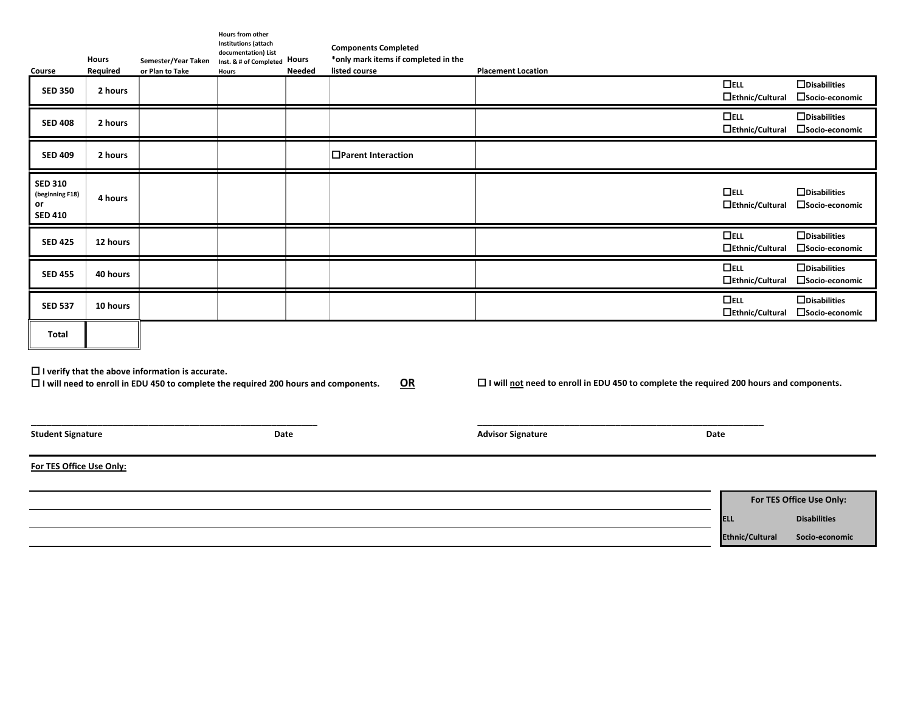| Course | Hours Required | Semester/Year Taken or Plan to Take | Hours from other Institutions (attach documentation) List Inst. & # of Completed Hours | Hours Needed | Components Completed *only mark items if completed in the listed course | Placement Location | | |
|---|---|---|---|---|---|---|---|---|
| SED 350 | 2 hours | | | | | | ☐ELL<br>☐Ethnic/Cultural | ☐Disabilities<br>☐Socio-economic |
| SED 408 | 2 hours | | | | | | ☐ELL<br>☐Ethnic/Cultural | ☐Disabilities<br>☐Socio-economic |
| SED 409 | 2 hours | | | | ☐Parent Interaction | | | |
| SED 310 (beginning F18) or SED 410 | 4 hours | | | | | | ☐ELL<br>☐Ethnic/Cultural | ☐Disabilities<br>☐Socio-economic |
| SED 425 | 12 hours | | | | | | ☐ELL<br>☐Ethnic/Cultural | ☐Disabilities<br>☐Socio-economic |
| SED 455 | 40 hours | | | | | | ☐ELL<br>☐Ethnic/Cultural | ☐Disabilities<br>☐Socio-economic |
| SED 537 | 10 hours | | | | | | ☐ELL<br>☐Ethnic/Cultural | ☐Disabilities<br>☐Socio-economic |
| Total | | | | | | | | |

☐ **I verify that the above information is accurate.**

☐ **I will need to enroll in EDU 450 to complete the required 200 hours and components.** **OR** ☐ **I will not need to enroll in EDU 450 to complete the required 200 hours and components.**

\_\_\_\_\_\_\_\_\_\_\_\_\_\_\_\_\_\_\_\_\_\_\_\_\_\_\_\_\_\_\_\_\_\_\_\_\_\_\_\_\_\_\_\_\_\_\_\_\_\_\_\_\_\_\_\_\_\_\_\_\_
**Student Signature** **Date**

\_\_\_\_\_\_\_\_\_\_\_\_\_\_\_\_\_\_\_\_\_\_\_\_\_\_\_\_\_\_\_\_\_\_\_\_\_\_\_\_\_\_\_\_\_\_\_\_\_\_\_\_\_\_\_\_\_\_\_\_\_
**Advisor Signature** **Date**

**For TES Office Use Only:**

| For TES Office Use Only: | |
|---|---|
| ELL | Disabilities |
| Ethnic/Cultural | Socio-economic |